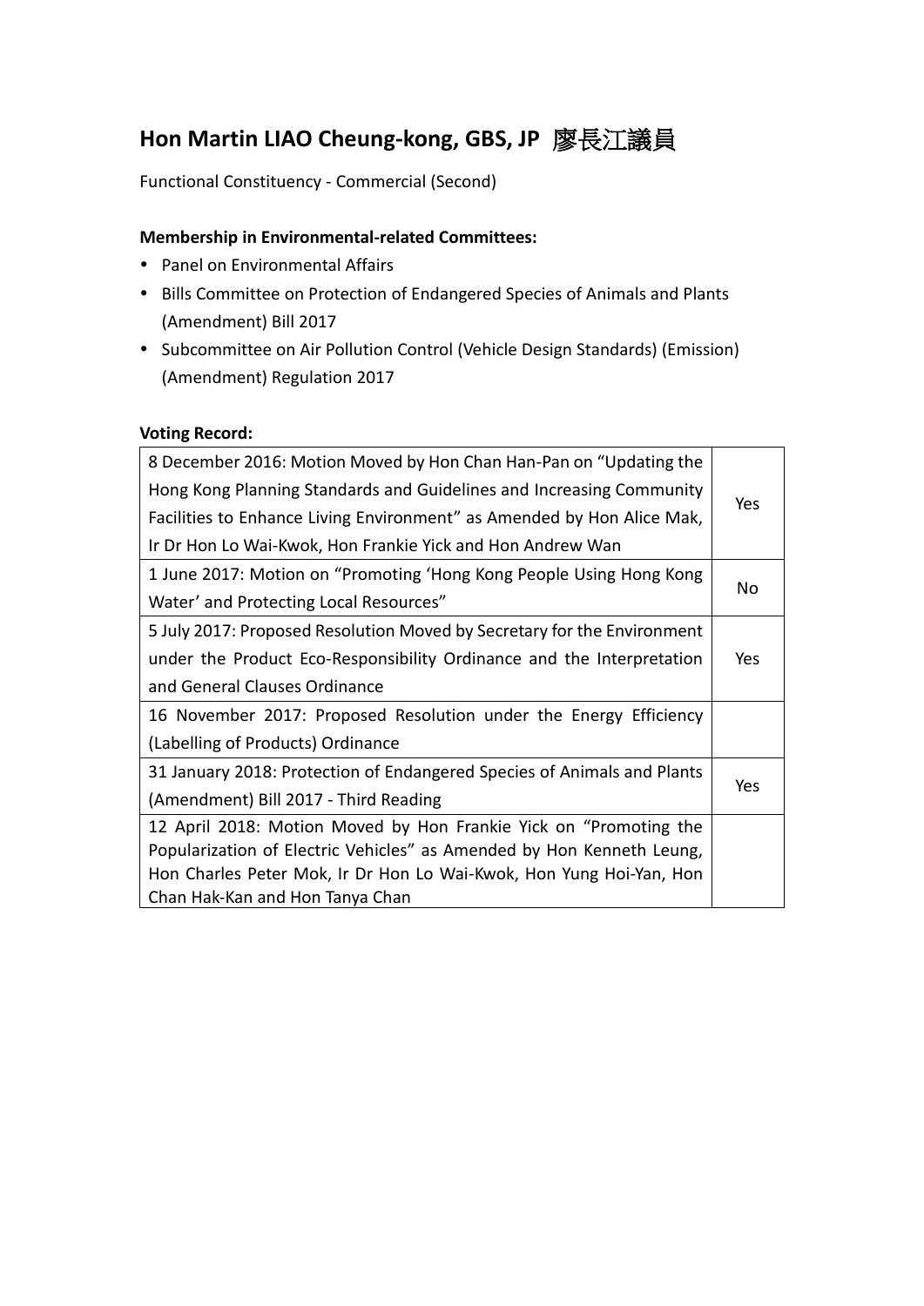## Hon Martin LIAO Cheung-kong, GBS, JP 廖長江議員

Functional Constituency - Commercial (Second)

**Membership in Environmental-related Committees:**

- Panel on Environmental Affairs
- Bills Committee on Protection of Endangered Species of Animals and Plants (Amendment) Bill 2017
- Subcommittee on Air Pollution Control (Vehicle Design Standards) (Emission) (Amendment) Regulation 2017

**Voting Record:**

| | |
|---|---|
| 8 December 2016: Motion Moved by Hon Chan Han-Pan on "Updating the Hong Kong Planning Standards and Guidelines and Increasing Community Facilities to Enhance Living Environment" as Amended by Hon Alice Mak, Ir Dr Hon Lo Wai-Kwok, Hon Frankie Yick and Hon Andrew Wan | Yes |
| 1 June 2017: Motion on "Promoting 'Hong Kong People Using Hong Kong Water' and Protecting Local Resources" | No |
| 5 July 2017: Proposed Resolution Moved by Secretary for the Environment under the Product Eco-Responsibility Ordinance and the Interpretation and General Clauses Ordinance | Yes |
| 16 November 2017: Proposed Resolution under the Energy Efficiency (Labelling of Products) Ordinance | |
| 31 January 2018: Protection of Endangered Species of Animals and Plants (Amendment) Bill 2017 - Third Reading | Yes |
| 12 April 2018: Motion Moved by Hon Frankie Yick on "Promoting the Popularization of Electric Vehicles" as Amended by Hon Kenneth Leung, Hon Charles Peter Mok, Ir Dr Hon Lo Wai-Kwok, Hon Yung Hoi-Yan, Hon Chan Hak-Kan and Hon Tanya Chan | |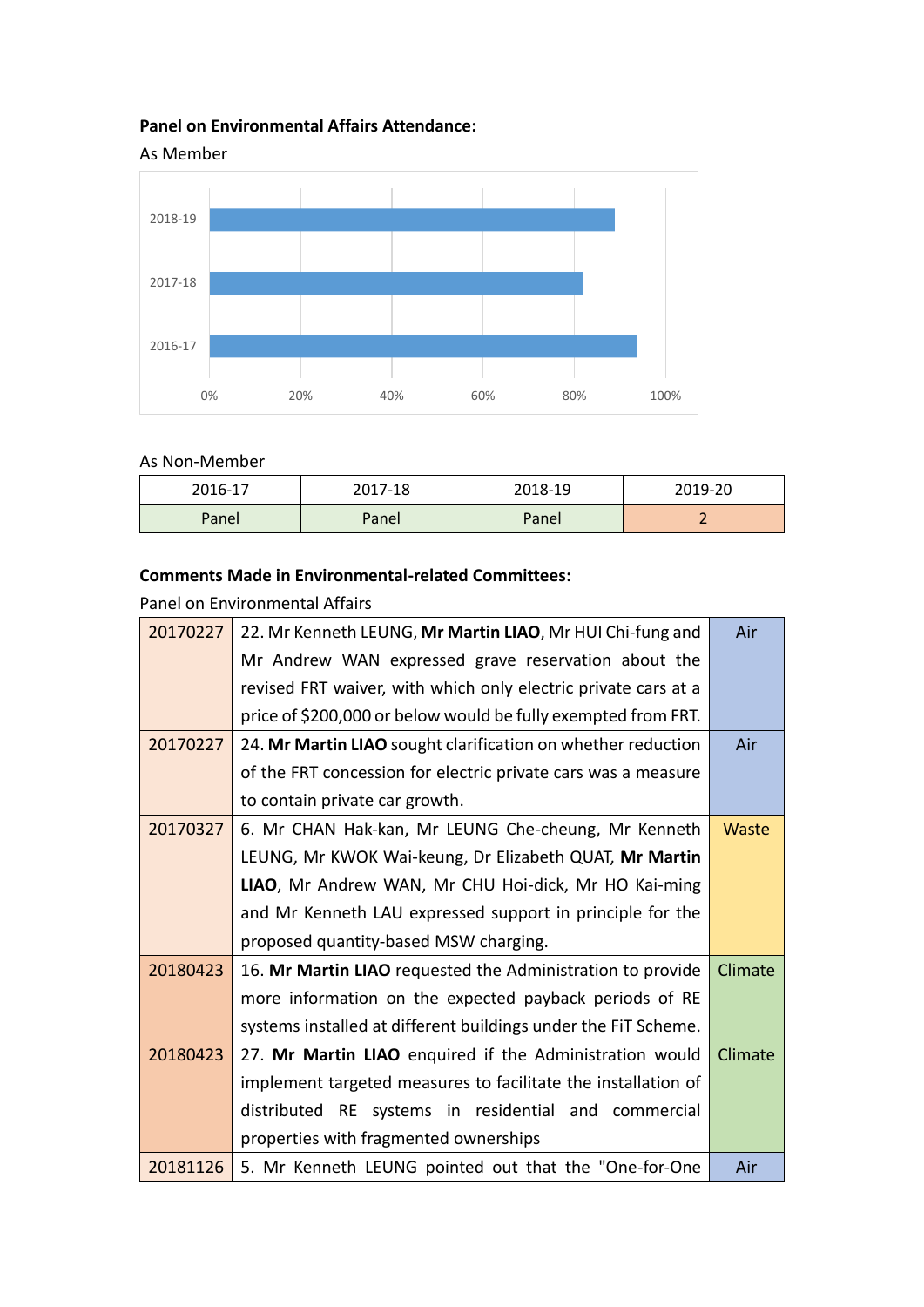**Panel on Environmental Affairs Attendance:**

As Member

As Non-Member

| 2016-17 | 2017-18 | 2018-19 | 2019-20 |
|---|---|---|---|
| Panel | Panel | Panel | 2 |

**Comments Made in Environmental-related Committees:**

Panel on Environmental Affairs

| | | |
|---|---|---|
| 20170227 | 22. Mr Kenneth LEUNG, **Mr Martin LIAO**, Mr HUI Chi-fung and Mr Andrew WAN expressed grave reservation about the revised FRT waiver, with which only electric private cars at a price of $200,000 or below would be fully exempted from FRT. | Air |
| 20170227 | 24. **Mr Martin LIAO** sought clarification on whether reduction of the FRT concession for electric private cars was a measure to contain private car growth. | Air |
| 20170327 | 6. Mr CHAN Hak-kan, Mr LEUNG Che-cheung, Mr Kenneth LEUNG, Mr KWOK Wai-keung, Dr Elizabeth QUAT, **Mr Martin LIAO**, Mr Andrew WAN, Mr CHU Hoi-dick, Mr HO Kai-ming and Mr Kenneth LAU expressed support in principle for the proposed quantity-based MSW charging. | Waste |
| 20180423 | 16. **Mr Martin LIAO** requested the Administration to provide more information on the expected payback periods of RE systems installed at different buildings under the FiT Scheme. | Climate |
| 20180423 | 27. **Mr Martin LIAO** enquired if the Administration would implement targeted measures to facilitate the installation of distributed RE systems in residential and commercial properties with fragmented ownerships | Climate |
| 20181126 | 5. Mr Kenneth LEUNG pointed out that the "One-for-One | Air |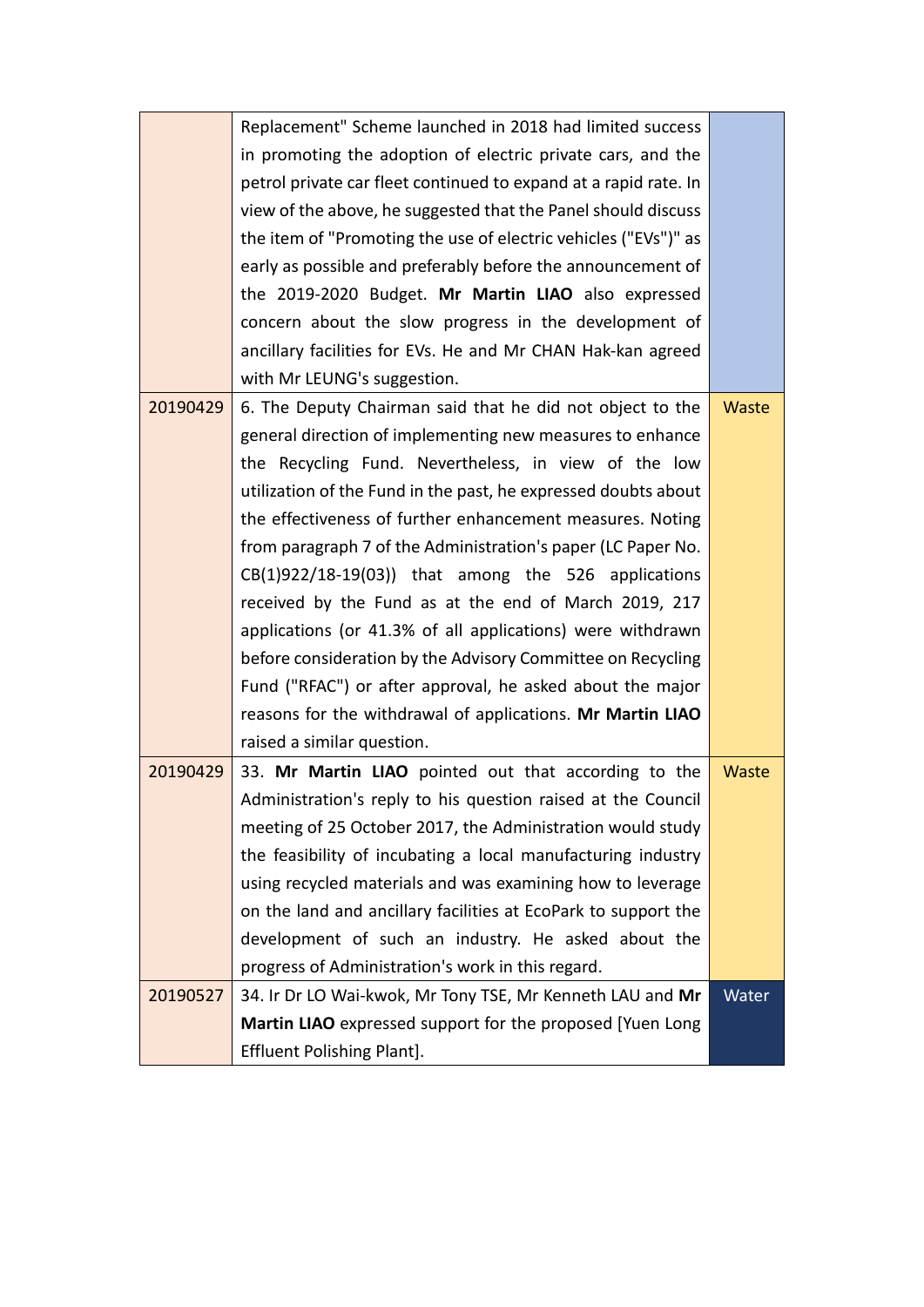| | | |
|---|---|---|
| | Replacement" Scheme launched in 2018 had limited success in promoting the adoption of electric private cars, and the petrol private car fleet continued to expand at a rapid rate. In view of the above, he suggested that the Panel should discuss the item of "Promoting the use of electric vehicles ("EVs")" as early as possible and preferably before the announcement of the 2019-2020 Budget. **Mr Martin LIAO** also expressed concern about the slow progress in the development of ancillary facilities for EVs. He and Mr CHAN Hak-kan agreed with Mr LEUNG's suggestion. | |
| 20190429 | 6. The Deputy Chairman said that he did not object to the general direction of implementing new measures to enhance the Recycling Fund. Nevertheless, in view of the low utilization of the Fund in the past, he expressed doubts about the effectiveness of further enhancement measures. Noting from paragraph 7 of the Administration's paper (LC Paper No. CB(1)922/18-19(03)) that among the 526 applications received by the Fund as at the end of March 2019, 217 applications (or 41.3% of all applications) were withdrawn before consideration by the Advisory Committee on Recycling Fund ("RFAC") or after approval, he asked about the major reasons for the withdrawal of applications. **Mr Martin LIAO** raised a similar question. | Waste |
| 20190429 | 33. **Mr Martin LIAO** pointed out that according to the Administration's reply to his question raised at the Council meeting of 25 October 2017, the Administration would study the feasibility of incubating a local manufacturing industry using recycled materials and was examining how to leverage on the land and ancillary facilities at EcoPark to support the development of such an industry. He asked about the progress of Administration's work in this regard. | Waste |
| 20190527 | 34. Ir Dr LO Wai-kwok, Mr Tony TSE, Mr Kenneth LAU and **Mr Martin LIAO** expressed support for the proposed [Yuen Long Effluent Polishing Plant]. | Water |